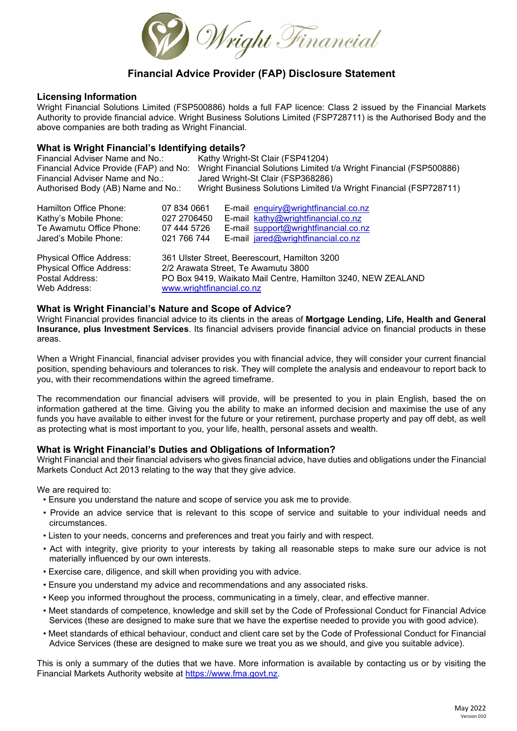Wright Financial

# Financial Advice Provider (FAP) Disclosure Statement

## Licensing Information

Wright Financial Solutions Limited (FSP500886) holds a full FAP licence: Class 2 issued by the Financial Markets Authority to provide financial advice. Wright Business Solutions Limited (FSP728711) is the Authorised Body and the above companies are both trading as Wright Financial.

## What is Wright Financial's Identifying details?

| | |
|---|---|
| Financial Adviser Name and No.: | Kathy Wright-St Clair (FSP41204) |
| Financial Advice Provide (FAP) and No: | Wright Financial Solutions Limited t/a Wright Financial (FSP500886) |
| Financial Adviser Name and No.: | Jared Wright-St Clair (FSP368286) |
| Authorised Body (AB) Name and No.: | Wright Business Solutions Limited t/a Wright Financial (FSP728711) |

| | | |
|---|---|---|
| Hamilton Office Phone: | 07 834 0661 | E-mail enquiry@wrightfinancial.co.nz |
| Kathy's Mobile Phone: | 027 2706450 | E-mail kathy@wrightfinancial.co.nz |
| Te Awamutu Office Phone: | 07 444 5726 | E-mail support@wrightfinancial.co.nz |
| Jared's Mobile Phone: | 021 766 744 | E-mail jared@wrightfinancial.co.nz |

| | |
|---|---|
| Physical Office Address: | 361 Ulster Street, Beerescourt, Hamilton 3200 |
| Physical Office Address: | 2/2 Arawata Street, Te Awamutu 3800 |
| Postal Address: | PO Box 9419, Waikato Mail Centre, Hamilton 3240, NEW ZEALAND |
| Web Address: | www.wrightfinancial.co.nz |

## What is Wright Financial's Nature and Scope of Advice?

Wright Financial provides financial advice to its clients in the areas of **Mortgage Lending, Life, Health and General Insurance, plus Investment Services**. Its financial advisers provide financial advice on financial products in these areas.

When a Wright Financial, financial adviser provides you with financial advice, they will consider your current financial position, spending behaviours and tolerances to risk. They will complete the analysis and endeavour to report back to you, with their recommendations within the agreed timeframe.

The recommendation our financial advisers will provide, will be presented to you in plain English, based the on information gathered at the time. Giving you the ability to make an informed decision and maximise the use of any funds you have available to either invest for the future or your retirement, purchase property and pay off debt, as well as protecting what is most important to you, your life, health, personal assets and wealth.

## What is Wright Financial's Duties and Obligations of Information?

Wright Financial and their financial advisers who gives financial advice, have duties and obligations under the Financial Markets Conduct Act 2013 relating to the way that they give advice.

We are required to:

- Ensure you understand the nature and scope of service you ask me to provide.
- Provide an advice service that is relevant to this scope of service and suitable to your individual needs and circumstances.
- Listen to your needs, concerns and preferences and treat you fairly and with respect.
- Act with integrity, give priority to your interests by taking all reasonable steps to make sure our advice is not materially influenced by our own interests.
- Exercise care, diligence, and skill when providing you with advice.
- Ensure you understand my advice and recommendations and any associated risks.
- Keep you informed throughout the process, communicating in a timely, clear, and effective manner.
- Meet standards of competence, knowledge and skill set by the Code of Professional Conduct for Financial Advice Services (these are designed to make sure that we have the expertise needed to provide you with good advice).
- Meet standards of ethical behaviour, conduct and client care set by the Code of Professional Conduct for Financial Advice Services (these are designed to make sure we treat you as we should, and give you suitable advice).

This is only a summary of the duties that we have. More information is available by contacting us or by visiting the Financial Markets Authority website at https://www.fma.govt.nz.

May 2022
Version 010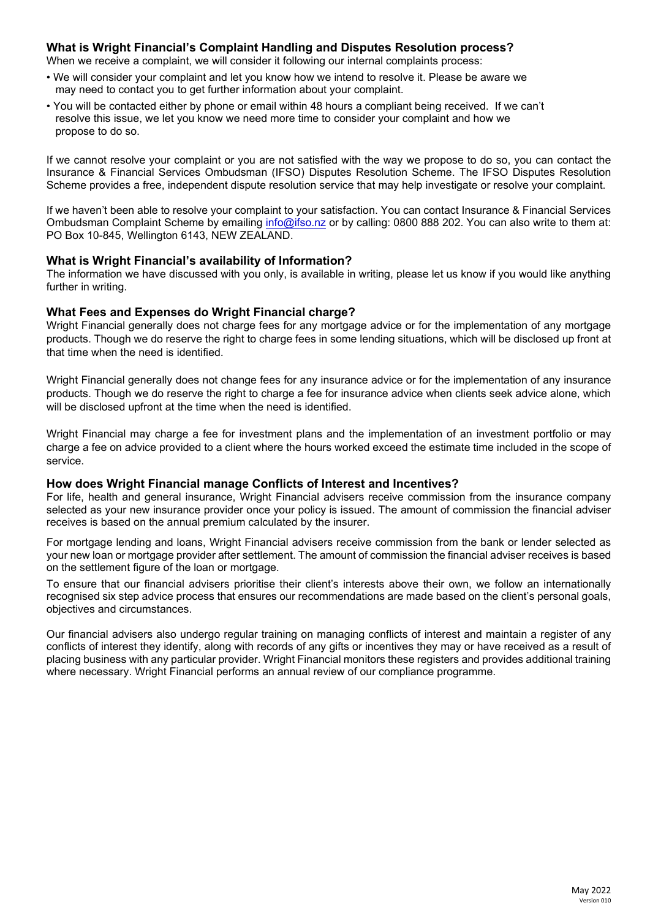## What is Wright Financial's Complaint Handling and Disputes Resolution process?

When we receive a complaint, we will consider it following our internal complaints process:

- We will consider your complaint and let you know how we intend to resolve it. Please be aware we may need to contact you to get further information about your complaint.
- You will be contacted either by phone or email within 48 hours a compliant being received. If we can't resolve this issue, we let you know we need more time to consider your complaint and how we propose to do so.

If we cannot resolve your complaint or you are not satisfied with the way we propose to do so, you can contact the Insurance & Financial Services Ombudsman (IFSO) Disputes Resolution Scheme. The IFSO Disputes Resolution Scheme provides a free, independent dispute resolution service that may help investigate or resolve your complaint.

If we haven't been able to resolve your complaint to your satisfaction. You can contact Insurance & Financial Services Ombudsman Complaint Scheme by emailing info@ifso.nz or by calling: 0800 888 202. You can also write to them at: PO Box 10-845, Wellington 6143, NEW ZEALAND.

## What is Wright Financial's availability of Information?

The information we have discussed with you only, is available in writing, please let us know if you would like anything further in writing.

## What Fees and Expenses do Wright Financial charge?

Wright Financial generally does not charge fees for any mortgage advice or for the implementation of any mortgage products. Though we do reserve the right to charge fees in some lending situations, which will be disclosed up front at that time when the need is identified.

Wright Financial generally does not change fees for any insurance advice or for the implementation of any insurance products. Though we do reserve the right to charge a fee for insurance advice when clients seek advice alone, which will be disclosed upfront at the time when the need is identified.

Wright Financial may charge a fee for investment plans and the implementation of an investment portfolio or may charge a fee on advice provided to a client where the hours worked exceed the estimate time included in the scope of service.

## How does Wright Financial manage Conflicts of Interest and Incentives?

For life, health and general insurance, Wright Financial advisers receive commission from the insurance company selected as your new insurance provider once your policy is issued. The amount of commission the financial adviser receives is based on the annual premium calculated by the insurer.

For mortgage lending and loans, Wright Financial advisers receive commission from the bank or lender selected as your new loan or mortgage provider after settlement. The amount of commission the financial adviser receives is based on the settlement figure of the loan or mortgage.

To ensure that our financial advisers prioritise their client's interests above their own, we follow an internationally recognised six step advice process that ensures our recommendations are made based on the client's personal goals, objectives and circumstances.

Our financial advisers also undergo regular training on managing conflicts of interest and maintain a register of any conflicts of interest they identify, along with records of any gifts or incentives they may or have received as a result of placing business with any particular provider. Wright Financial monitors these registers and provides additional training where necessary. Wright Financial performs an annual review of our compliance programme.

May 2022
Version 010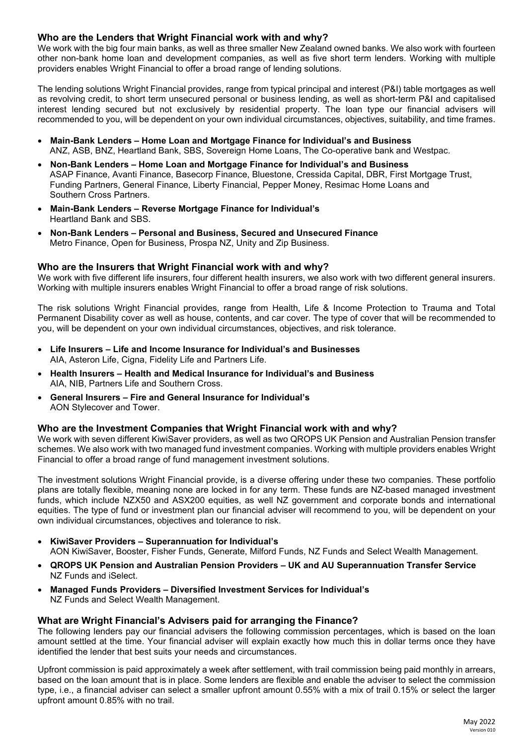## Who are the Lenders that Wright Financial work with and why?

We work with the big four main banks, as well as three smaller New Zealand owned banks. We also work with fourteen other non-bank home loan and development companies, as well as five short term lenders. Working with multiple providers enables Wright Financial to offer a broad range of lending solutions.

The lending solutions Wright Financial provides, range from typical principal and interest (P&I) table mortgages as well as revolving credit, to short term unsecured personal or business lending, as well as short-term P&I and capitalised interest lending secured but not exclusively by residential property. The loan type our financial advisers will recommended to you, will be dependent on your own individual circumstances, objectives, suitability, and time frames.

- **Main-Bank Lenders – Home Loan and Mortgage Finance for Individual's and Business**
  ANZ, ASB, BNZ, Heartland Bank, SBS, Sovereign Home Loans, The Co-operative bank and Westpac.
- **Non-Bank Lenders – Home Loan and Mortgage Finance for Individual's and Business**
  ASAP Finance, Avanti Finance, Basecorp Finance, Bluestone, Cressida Capital, DBR, First Mortgage Trust, Funding Partners, General Finance, Liberty Financial, Pepper Money, Resimac Home Loans and Southern Cross Partners.
- **Main-Bank Lenders – Reverse Mortgage Finance for Individual's**
  Heartland Bank and SBS.
- **Non-Bank Lenders – Personal and Business, Secured and Unsecured Finance**
  Metro Finance, Open for Business, Prospa NZ, Unity and Zip Business.

## Who are the Insurers that Wright Financial work with and why?

We work with five different life insurers, four different health insurers, we also work with two different general insurers. Working with multiple insurers enables Wright Financial to offer a broad range of risk solutions.

The risk solutions Wright Financial provides, range from Health, Life & Income Protection to Trauma and Total Permanent Disability cover as well as house, contents, and car cover. The type of cover that will be recommended to you, will be dependent on your own individual circumstances, objectives, and risk tolerance.

- **Life Insurers – Life and Income Insurance for Individual's and Businesses**
  AIA, Asteron Life, Cigna, Fidelity Life and Partners Life.
- **Health Insurers – Health and Medical Insurance for Individual's and Business**
  AIA, NIB, Partners Life and Southern Cross.
- **General Insurers – Fire and General Insurance for Individual's**
  AON Stylecover and Tower.

## Who are the Investment Companies that Wright Financial work with and why?

We work with seven different KiwiSaver providers, as well as two QROPS UK Pension and Australian Pension transfer schemes. We also work with two managed fund investment companies. Working with multiple providers enables Wright Financial to offer a broad range of fund management investment solutions.

The investment solutions Wright Financial provide, is a diverse offering under these two companies. These portfolio plans are totally flexible, meaning none are locked in for any term. These funds are NZ-based managed investment funds, which include NZX50 and ASX200 equities, as well NZ government and corporate bonds and international equities. The type of fund or investment plan our financial adviser will recommend to you, will be dependent on your own individual circumstances, objectives and tolerance to risk.

- **KiwiSaver Providers – Superannuation for Individual's**
  AON KiwiSaver, Booster, Fisher Funds, Generate, Milford Funds, NZ Funds and Select Wealth Management.
- **QROPS UK Pension and Australian Pension Providers – UK and AU Superannuation Transfer Service**
  NZ Funds and iSelect.
- **Managed Funds Providers – Diversified Investment Services for Individual's**
  NZ Funds and Select Wealth Management.

## What are Wright Financial's Advisers paid for arranging the Finance?

The following lenders pay our financial advisers the following commission percentages, which is based on the loan amount settled at the time. Your financial adviser will explain exactly how much this in dollar terms once they have identified the lender that best suits your needs and circumstances.

Upfront commission is paid approximately a week after settlement, with trail commission being paid monthly in arrears, based on the loan amount that is in place. Some lenders are flexible and enable the adviser to select the commission type, i.e., a financial adviser can select a smaller upfront amount 0.55% with a mix of trail 0.15% or select the larger upfront amount 0.85% with no trail.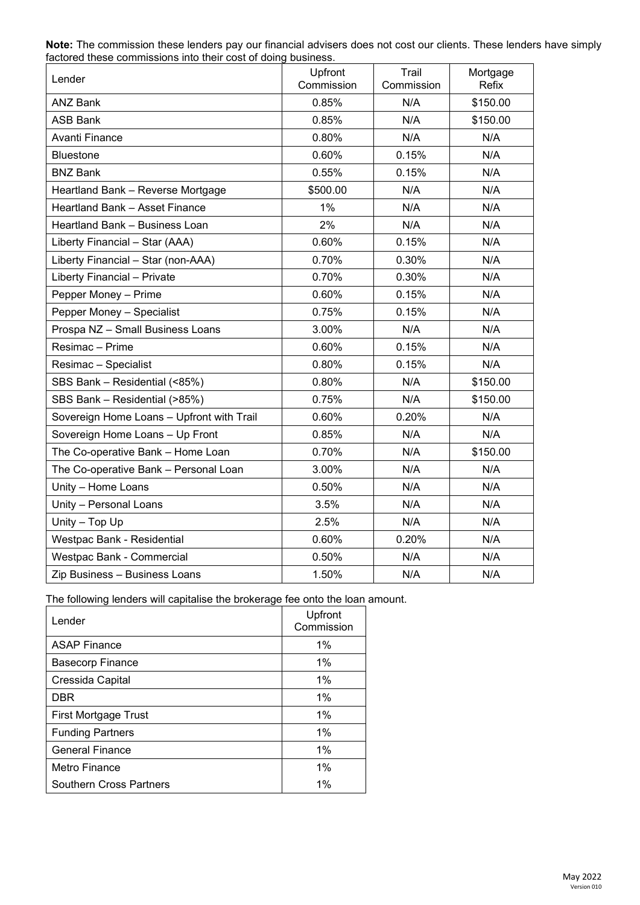**Note:** The commission these lenders pay our financial advisers does not cost our clients. These lenders have simply factored these commissions into their cost of doing business.

| Lender | Upfront Commission | Trail Commission | Mortgage Refix |
|---|---|---|---|
| ANZ Bank | 0.85% | N/A | $150.00 |
| ASB Bank | 0.85% | N/A | $150.00 |
| Avanti Finance | 0.80% | N/A | N/A |
| Bluestone | 0.60% | 0.15% | N/A |
| BNZ Bank | 0.55% | 0.15% | N/A |
| Heartland Bank – Reverse Mortgage | $500.00 | N/A | N/A |
| Heartland Bank – Asset Finance | 1% | N/A | N/A |
| Heartland Bank – Business Loan | 2% | N/A | N/A |
| Liberty Financial – Star (AAA) | 0.60% | 0.15% | N/A |
| Liberty Financial – Star (non-AAA) | 0.70% | 0.30% | N/A |
| Liberty Financial – Private | 0.70% | 0.30% | N/A |
| Pepper Money – Prime | 0.60% | 0.15% | N/A |
| Pepper Money – Specialist | 0.75% | 0.15% | N/A |
| Prospa NZ – Small Business Loans | 3.00% | N/A | N/A |
| Resimac – Prime | 0.60% | 0.15% | N/A |
| Resimac – Specialist | 0.80% | 0.15% | N/A |
| SBS Bank – Residential (<85%) | 0.80% | N/A | $150.00 |
| SBS Bank – Residential (>85%) | 0.75% | N/A | $150.00 |
| Sovereign Home Loans – Upfront with Trail | 0.60% | 0.20% | N/A |
| Sovereign Home Loans – Up Front | 0.85% | N/A | N/A |
| The Co-operative Bank – Home Loan | 0.70% | N/A | $150.00 |
| The Co-operative Bank – Personal Loan | 3.00% | N/A | N/A |
| Unity – Home Loans | 0.50% | N/A | N/A |
| Unity – Personal Loans | 3.5% | N/A | N/A |
| Unity – Top Up | 2.5% | N/A | N/A |
| Westpac Bank - Residential | 0.60% | 0.20% | N/A |
| Westpac Bank - Commercial | 0.50% | N/A | N/A |
| Zip Business – Business Loans | 1.50% | N/A | N/A |

The following lenders will capitalise the brokerage fee onto the loan amount.

| Lender | Upfront Commission |
|---|---|
| ASAP Finance | 1% |
| Basecorp Finance | 1% |
| Cressida Capital | 1% |
| DBR | 1% |
| First Mortgage Trust | 1% |
| Funding Partners | 1% |
| General Finance | 1% |
| Metro Finance | 1% |
| Southern Cross Partners | 1% |

May 2022
Version 010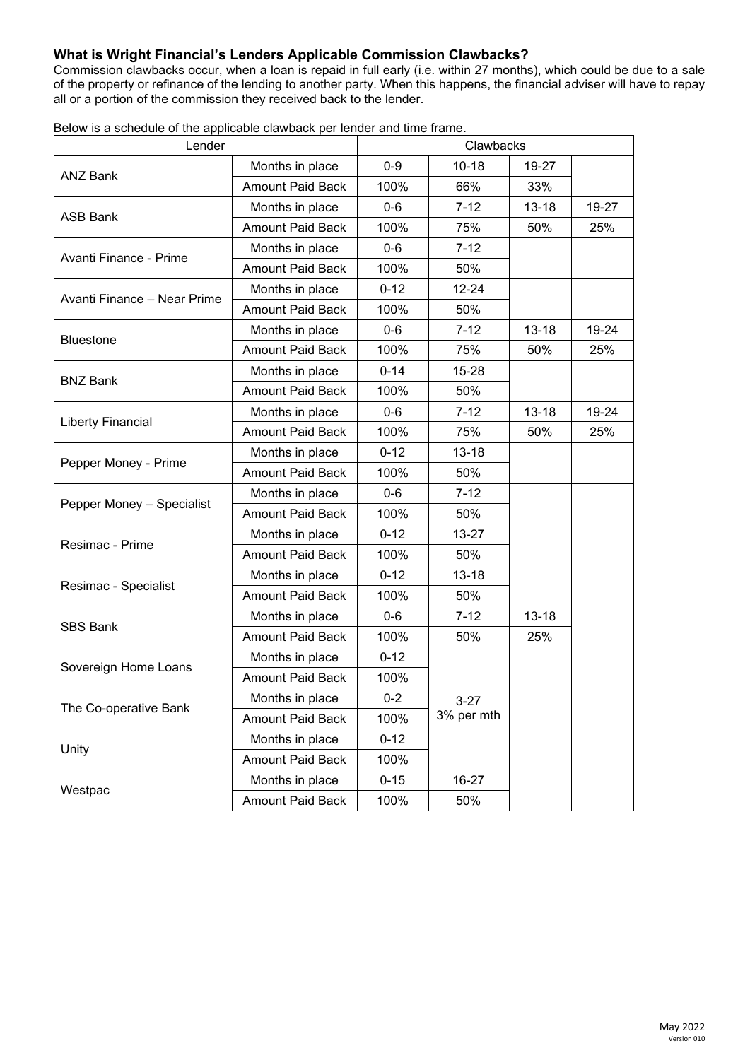### What is Wright Financial's Lenders Applicable Commission Clawbacks?

Commission clawbacks occur, when a loan is repaid in full early (i.e. within 27 months), which could be due to a sale of the property or refinance of the lending to another party. When this happens, the financial adviser will have to repay all or a portion of the commission they received back to the lender.

Below is a schedule of the applicable clawback per lender and time frame.

| Lender | | Clawbacks | | | |
|---|---|---|---|---|---|
| ANZ Bank | Months in place | 0-9 | 10-18 | 19-27 | |
| | Amount Paid Back | 100% | 66% | 33% | |
| ASB Bank | Months in place | 0-6 | 7-12 | 13-18 | 19-27 |
| | Amount Paid Back | 100% | 75% | 50% | 25% |
| Avanti Finance - Prime | Months in place | 0-6 | 7-12 | | |
| | Amount Paid Back | 100% | 50% | | |
| Avanti Finance – Near Prime | Months in place | 0-12 | 12-24 | | |
| | Amount Paid Back | 100% | 50% | | |
| Bluestone | Months in place | 0-6 | 7-12 | 13-18 | 19-24 |
| | Amount Paid Back | 100% | 75% | 50% | 25% |
| BNZ Bank | Months in place | 0-14 | 15-28 | | |
| | Amount Paid Back | 100% | 50% | | |
| Liberty Financial | Months in place | 0-6 | 7-12 | 13-18 | 19-24 |
| | Amount Paid Back | 100% | 75% | 50% | 25% |
| Pepper Money - Prime | Months in place | 0-12 | 13-18 | | |
| | Amount Paid Back | 100% | 50% | | |
| Pepper Money – Specialist | Months in place | 0-6 | 7-12 | | |
| | Amount Paid Back | 100% | 50% | | |
| Resimac - Prime | Months in place | 0-12 | 13-27 | | |
| | Amount Paid Back | 100% | 50% | | |
| Resimac - Specialist | Months in place | 0-12 | 13-18 | | |
| | Amount Paid Back | 100% | 50% | | |
| SBS Bank | Months in place | 0-6 | 7-12 | 13-18 | |
| | Amount Paid Back | 100% | 50% | 25% | |
| Sovereign Home Loans | Months in place | 0-12 | | | |
| | Amount Paid Back | 100% | | | |
| The Co-operative Bank | Months in place | 0-2 | 3-27 3% per mth | | |
| | Amount Paid Back | 100% | | | |
| Unity | Months in place | 0-12 | | | |
| | Amount Paid Back | 100% | | | |
| Westpac | Months in place | 0-15 | 16-27 | | |
| | Amount Paid Back | 100% | 50% | | |

May 2022
Version 010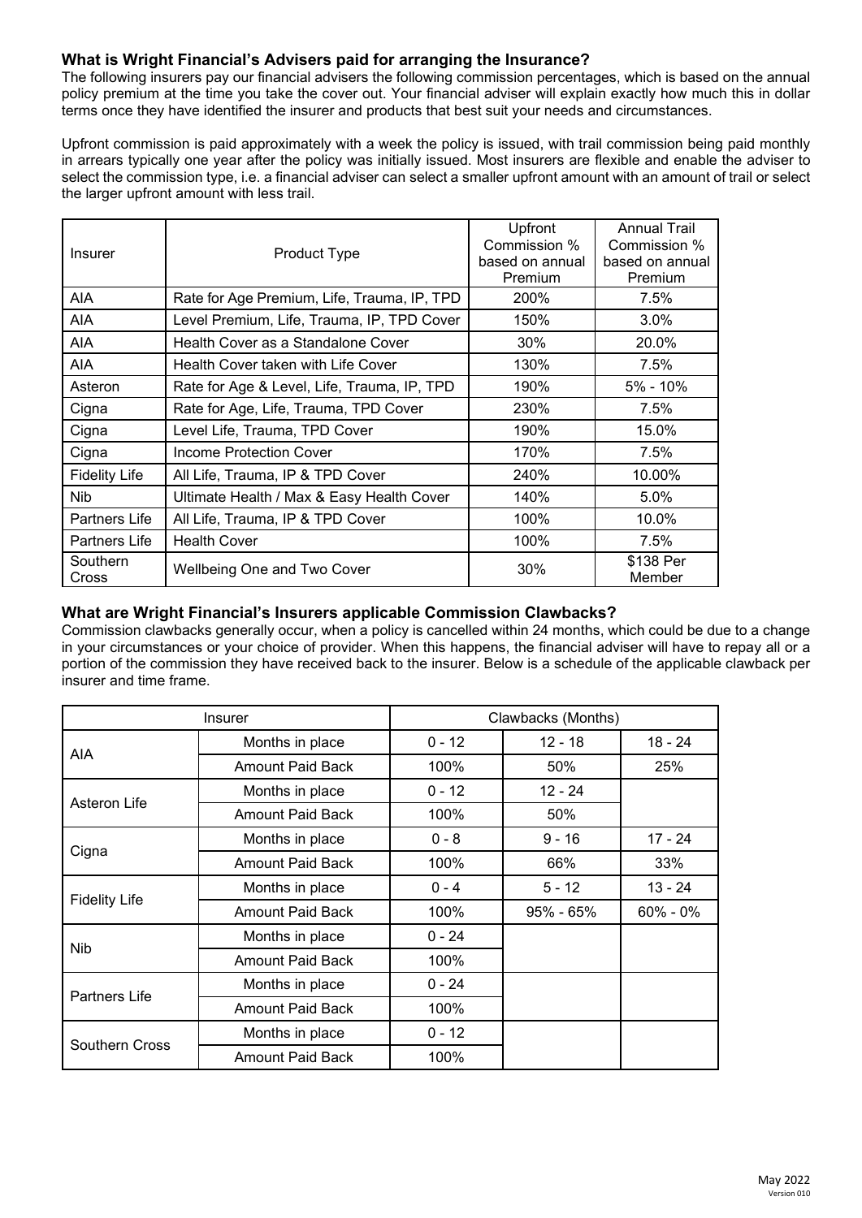### What is Wright Financial's Advisers paid for arranging the Insurance?

The following insurers pay our financial advisers the following commission percentages, which is based on the annual policy premium at the time you take the cover out. Your financial adviser will explain exactly how much this in dollar terms once they have identified the insurer and products that best suit your needs and circumstances.

Upfront commission is paid approximately with a week the policy is issued, with trail commission being paid monthly in arrears typically one year after the policy was initially issued. Most insurers are flexible and enable the adviser to select the commission type, i.e. a financial adviser can select a smaller upfront amount with an amount of trail or select the larger upfront amount with less trail.

| Insurer | Product Type | Upfront Commission % based on annual Premium | Annual Trail Commission % based on annual Premium |
|---|---|---|---|
| AIA | Rate for Age Premium, Life, Trauma, IP, TPD | 200% | 7.5% |
| AIA | Level Premium, Life, Trauma, IP, TPD Cover | 150% | 3.0% |
| AIA | Health Cover as a Standalone Cover | 30% | 20.0% |
| AIA | Health Cover taken with Life Cover | 130% | 7.5% |
| Asteron | Rate for Age & Level, Life, Trauma, IP, TPD | 190% | 5% - 10% |
| Cigna | Rate for Age, Life, Trauma, TPD Cover | 230% | 7.5% |
| Cigna | Level Life, Trauma, TPD Cover | 190% | 15.0% |
| Cigna | Income Protection Cover | 170% | 7.5% |
| Fidelity Life | All Life, Trauma, IP & TPD Cover | 240% | 10.00% |
| Nib | Ultimate Health / Max & Easy Health Cover | 140% | 5.0% |
| Partners Life | All Life, Trauma, IP & TPD Cover | 100% | 10.0% |
| Partners Life | Health Cover | 100% | 7.5% |
| Southern Cross | Wellbeing One and Two Cover | 30% | $138 Per Member |

### What are Wright Financial's Insurers applicable Commission Clawbacks?

Commission clawbacks generally occur, when a policy is cancelled within 24 months, which could be due to a change in your circumstances or your choice of provider. When this happens, the financial adviser will have to repay all or a portion of the commission they have received back to the insurer. Below is a schedule of the applicable clawback per insurer and time frame.

| Insurer | | Clawbacks (Months) | | |
|---|---|---|---|---|
| AIA | Months in place | 0 - 12 | 12 - 18 | 18 - 24 |
| | Amount Paid Back | 100% | 50% | 25% |
| Asteron Life | Months in place | 0 - 12 | 12 - 24 | |
| | Amount Paid Back | 100% | 50% | |
| Cigna | Months in place | 0 - 8 | 9 - 16 | 17 - 24 |
| | Amount Paid Back | 100% | 66% | 33% |
| Fidelity Life | Months in place | 0 - 4 | 5 - 12 | 13 - 24 |
| | Amount Paid Back | 100% | 95% - 65% | 60% - 0% |
| Nib | Months in place | 0 - 24 | | |
| | Amount Paid Back | 100% | | |
| Partners Life | Months in place | 0 - 24 | | |
| | Amount Paid Back | 100% | | |
| Southern Cross | Months in place | 0 - 12 | | |
| | Amount Paid Back | 100% | | |

May 2022
Version 010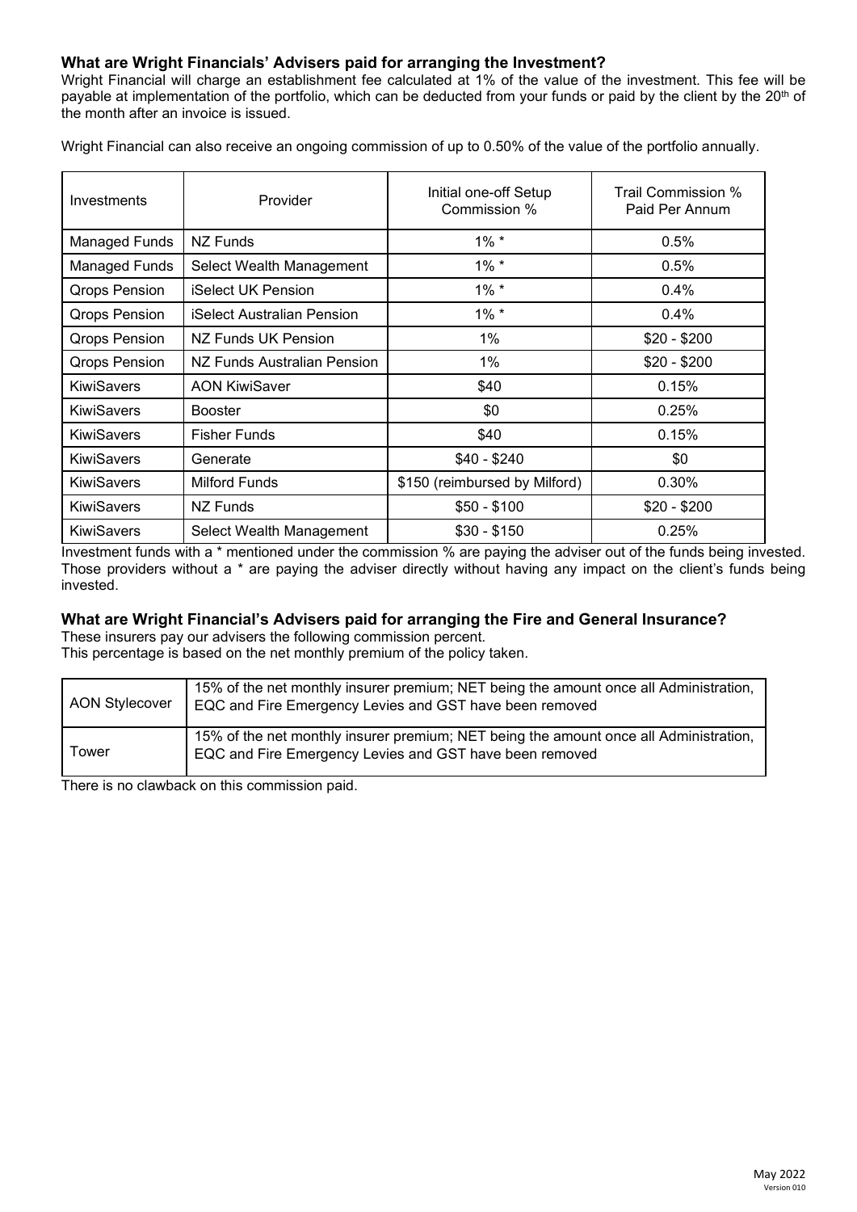### What are Wright Financials' Advisers paid for arranging the Investment?

Wright Financial will charge an establishment fee calculated at 1% of the value of the investment. This fee will be payable at implementation of the portfolio, which can be deducted from your funds or paid by the client by the 20th of the month after an invoice is issued.

Wright Financial can also receive an ongoing commission of up to 0.50% of the value of the portfolio annually.

| Investments | Provider | Initial one-off Setup Commission % | Trail Commission % Paid Per Annum |
|---|---|---|---|
| Managed Funds | NZ Funds | 1% * | 0.5% |
| Managed Funds | Select Wealth Management | 1% * | 0.5% |
| Qrops Pension | iSelect UK Pension | 1% * | 0.4% |
| Qrops Pension | iSelect Australian Pension | 1% * | 0.4% |
| Qrops Pension | NZ Funds UK Pension | 1% | $20 - $200 |
| Qrops Pension | NZ Funds Australian Pension | 1% | $20 - $200 |
| KiwiSavers | AON KiwiSaver | $40 | 0.15% |
| KiwiSavers | Booster | $0 | 0.25% |
| KiwiSavers | Fisher Funds | $40 | 0.15% |
| KiwiSavers | Generate | $40 - $240 | $0 |
| KiwiSavers | Milford Funds | $150 (reimbursed by Milford) | 0.30% |
| KiwiSavers | NZ Funds | $50 - $100 | $20 - $200 |
| KiwiSavers | Select Wealth Management | $30 - $150 | 0.25% |

Investment funds with a * mentioned under the commission % are paying the adviser out of the funds being invested. Those providers without a * are paying the adviser directly without having any impact on the client's funds being invested.

### What are Wright Financial's Advisers paid for arranging the Fire and General Insurance?

These insurers pay our advisers the following commission percent.
This percentage is based on the net monthly premium of the policy taken.

| | |
|---|---|
| AON Stylecover | 15% of the net monthly insurer premium; NET being the amount once all Administration, EQC and Fire Emergency Levies and GST have been removed |
| Tower | 15% of the net monthly insurer premium; NET being the amount once all Administration, EQC and Fire Emergency Levies and GST have been removed |

There is no clawback on this commission paid.